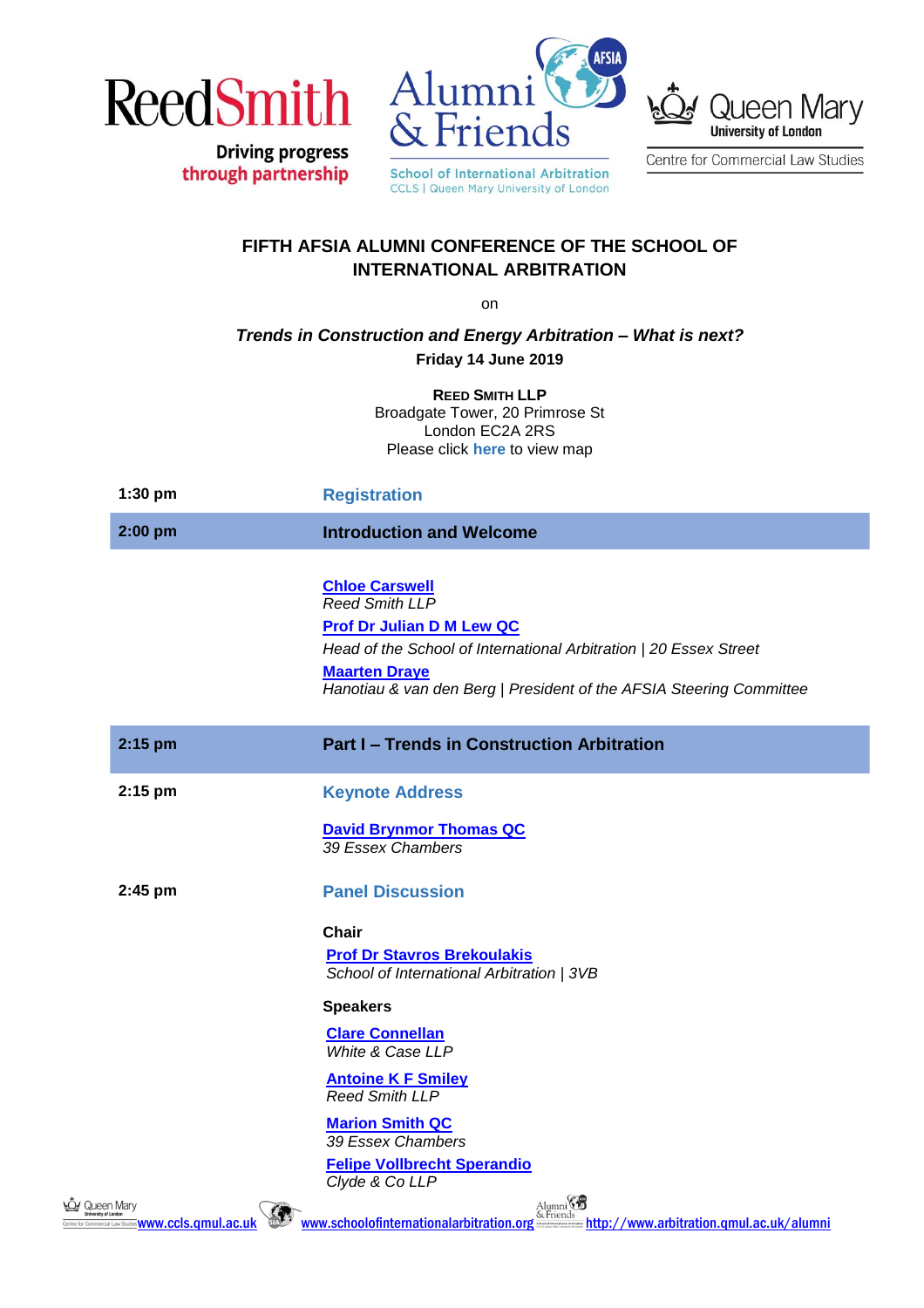ReedSmith

Driving progress through partnership

Alumni & Friends

School of International Arbitration
CCLS | Queen Mary University of London

Queen Mary University of London
Centre for Commercial Law Studies

## FIFTH AFSIA ALUMNI CONFERENCE OF THE SCHOOL OF INTERNATIONAL ARBITRATION

on

***Trends in Construction and Energy Arbitration – What is next?***

**Friday 14 June 2019**

**REED SMITH LLP**
Broadgate Tower, 20 Primrose St
London EC2A 2RS
Please click **here** to view map

**1:30 pm** — **Registration**

**2:00 pm** — **Introduction and Welcome**

**Chloe Carswell**
*Reed Smith LLP*

**Prof Dr Julian D M Lew QC**
*Head of the School of International Arbitration | 20 Essex Street*

**Maarten Draye**
*Hanotiau & van den Berg | President of the AFSIA Steering Committee*

**2:15 pm** — **Part I – Trends in Construction Arbitration**

**2:15 pm** — **Keynote Address**

**David Brynmor Thomas QC**
*39 Essex Chambers*

**2:45 pm** — **Panel Discussion**

**Chair**

**Prof Dr Stavros Brekoulakis**
*School of International Arbitration | 3VB*

**Speakers**

**Clare Connellan**
*White & Case LLP*

**Antoine K F Smiley**
*Reed Smith LLP*

**Marion Smith QC**
*39 Essex Chambers*

**Felipe Vollbrecht Sperandio**
*Clyde & Co LLP*

www.ccls.qmul.ac.uk www.schoolofinternationalarbitration.org http://www.arbitration.qmul.ac.uk/alumni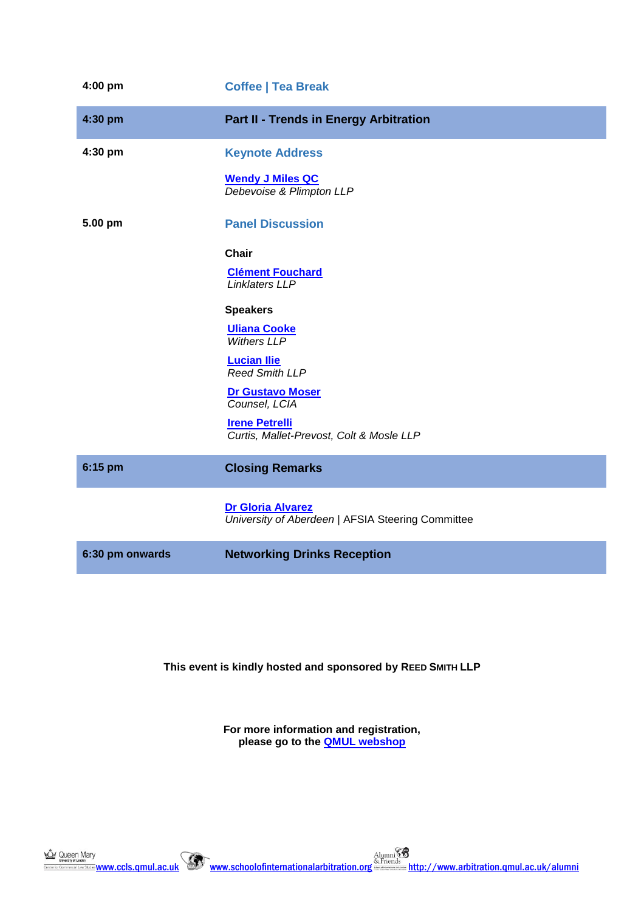| | |
|---|---|
| **4:00 pm** | **Coffee \| Tea Break** |
| **4:30 pm** | **Part II - Trends in Energy Arbitration** |
| **4:30 pm** | **Keynote Address**<br><br>**Wendy J Miles QC**<br>*Debevoise & Plimpton LLP* |
| **5.00 pm** | **Panel Discussion**<br><br>**Chair**<br><br>**Clément Fouchard**<br>*Linklaters LLP*<br><br>**Speakers**<br><br>**Uliana Cooke**<br>*Withers LLP*<br><br>**Lucian Ilie**<br>*Reed Smith LLP*<br><br>**Dr Gustavo Moser**<br>*Counsel, LCIA*<br><br>**Irene Petrelli**<br>*Curtis, Mallet-Prevost, Colt & Mosle LLP* |
| **6:15 pm** | **Closing Remarks** |
| | **Dr Gloria Alvarez**<br>*University of Aberdeen* \| AFSIA Steering Committee |
| **6:30 pm onwards** | **Networking Drinks Reception** |

**This event is kindly hosted and sponsored by REED SMITH LLP**

**For more information and registration,**
**please go to the QMUL webshop**

Queen Mary University of London Centre for Commercial Law Studies www.ccls.qmul.ac.uk www.schoolofinternationalarbitration.org Alumni & Friends http://www.arbitration.qmul.ac.uk/alumni